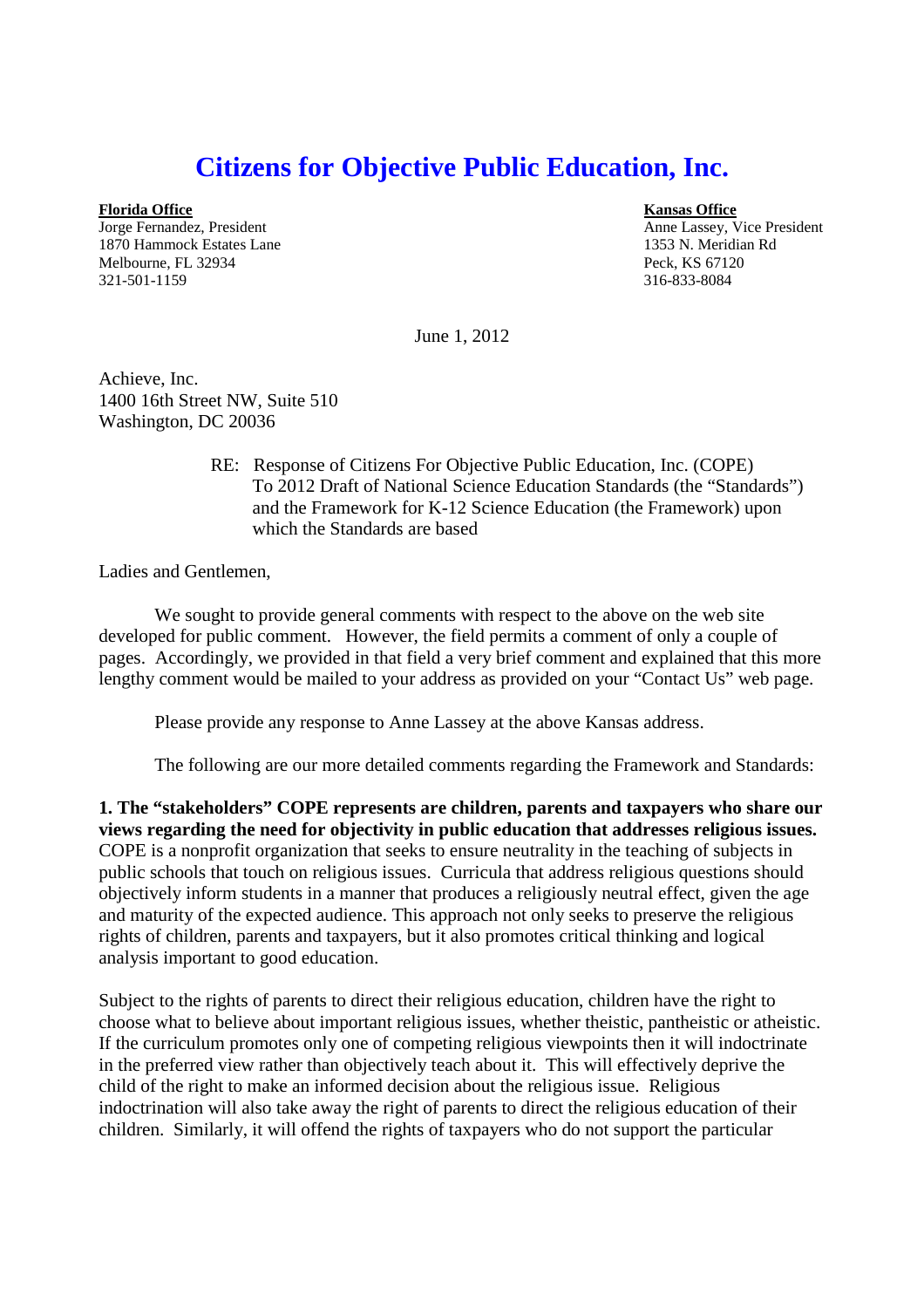# Citizens for Objective Public Education, Inc.

**Florida Office**
Jorge Fernandez, President
1870 Hammock Estates Lane
Melbourne, FL 32934
321-501-1159

**Kansas Office**
Anne Lassey, Vice President
1353 N. Meridian Rd
Peck, KS 67120
316-833-8084

June 1, 2012

Achieve, Inc.
1400 16th Street NW, Suite 510
Washington, DC 20036

RE: Response of Citizens For Objective Public Education, Inc. (COPE) To 2012 Draft of National Science Education Standards (the "Standards") and the Framework for K-12 Science Education (the Framework) upon which the Standards are based

Ladies and Gentlemen,

We sought to provide general comments with respect to the above on the web site developed for public comment. However, the field permits a comment of only a couple of pages. Accordingly, we provided in that field a very brief comment and explained that this more lengthy comment would be mailed to your address as provided on your "Contact Us" web page.

Please provide any response to Anne Lassey at the above Kansas address.

The following are our more detailed comments regarding the Framework and Standards:

**1. The "stakeholders" COPE represents are children, parents and taxpayers who share our views regarding the need for objectivity in public education that addresses religious issues.** COPE is a nonprofit organization that seeks to ensure neutrality in the teaching of subjects in public schools that touch on religious issues. Curricula that address religious questions should objectively inform students in a manner that produces a religiously neutral effect, given the age and maturity of the expected audience. This approach not only seeks to preserve the religious rights of children, parents and taxpayers, but it also promotes critical thinking and logical analysis important to good education.

Subject to the rights of parents to direct their religious education, children have the right to choose what to believe about important religious issues, whether theistic, pantheistic or atheistic. If the curriculum promotes only one of competing religious viewpoints then it will indoctrinate in the preferred view rather than objectively teach about it. This will effectively deprive the child of the right to make an informed decision about the religious issue. Religious indoctrination will also take away the right of parents to direct the religious education of their children. Similarly, it will offend the rights of taxpayers who do not support the particular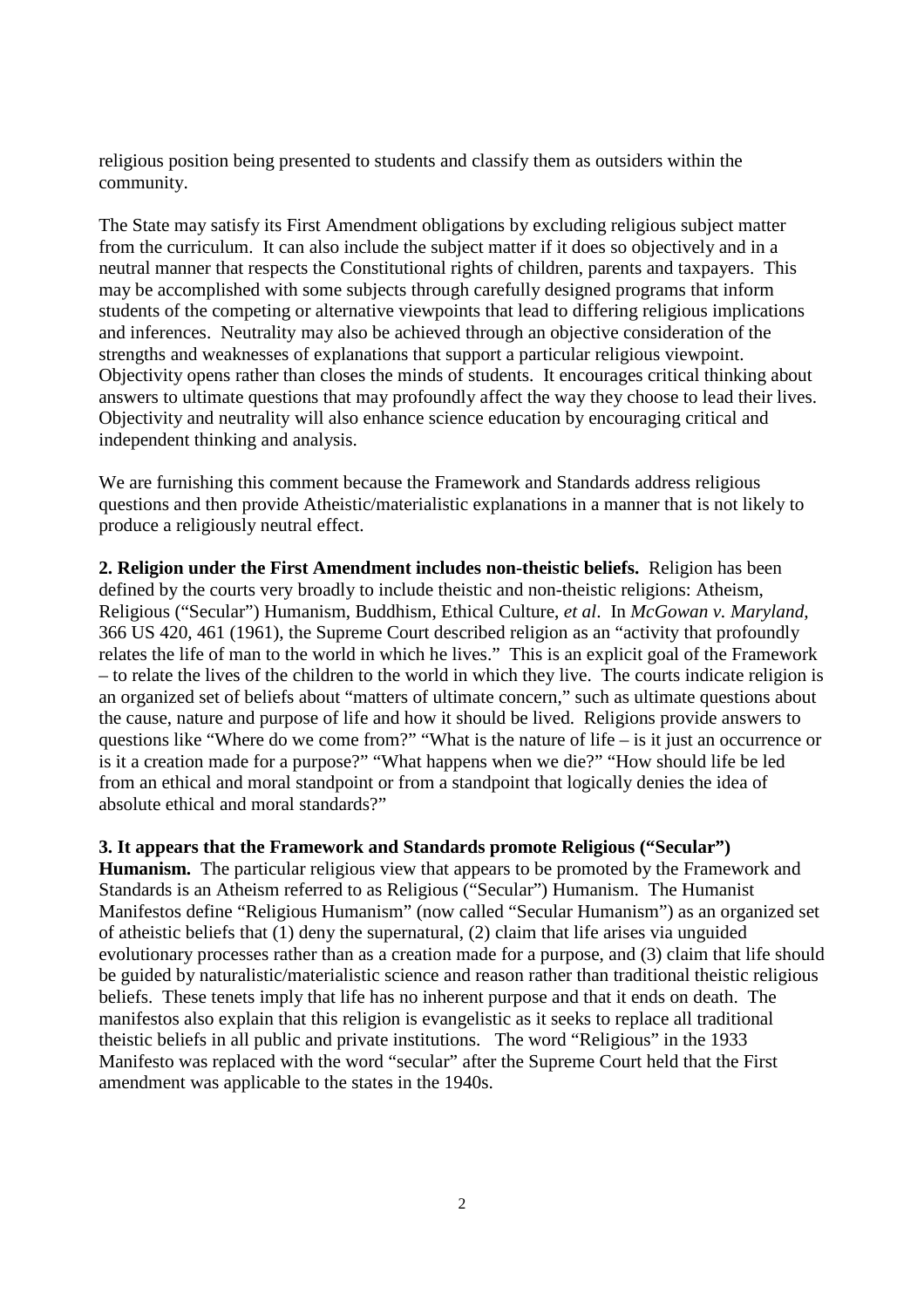religious position being presented to students and classify them as outsiders within the community.

The State may satisfy its First Amendment obligations by excluding religious subject matter from the curriculum. It can also include the subject matter if it does so objectively and in a neutral manner that respects the Constitutional rights of children, parents and taxpayers. This may be accomplished with some subjects through carefully designed programs that inform students of the competing or alternative viewpoints that lead to differing religious implications and inferences. Neutrality may also be achieved through an objective consideration of the strengths and weaknesses of explanations that support a particular religious viewpoint. Objectivity opens rather than closes the minds of students. It encourages critical thinking about answers to ultimate questions that may profoundly affect the way they choose to lead their lives. Objectivity and neutrality will also enhance science education by encouraging critical and independent thinking and analysis.

We are furnishing this comment because the Framework and Standards address religious questions and then provide Atheistic/materialistic explanations in a manner that is not likely to produce a religiously neutral effect.

**2. Religion under the First Amendment includes non-theistic beliefs.** Religion has been defined by the courts very broadly to include theistic and non-theistic religions: Atheism, Religious ("Secular") Humanism, Buddhism, Ethical Culture, *et al*. In *McGowan v. Maryland*, 366 US 420, 461 (1961), the Supreme Court described religion as an "activity that profoundly relates the life of man to the world in which he lives." This is an explicit goal of the Framework – to relate the lives of the children to the world in which they live. The courts indicate religion is an organized set of beliefs about "matters of ultimate concern," such as ultimate questions about the cause, nature and purpose of life and how it should be lived. Religions provide answers to questions like "Where do we come from?" "What is the nature of life – is it just an occurrence or is it a creation made for a purpose?" "What happens when we die?" "How should life be led from an ethical and moral standpoint or from a standpoint that logically denies the idea of absolute ethical and moral standards?"

**3. It appears that the Framework and Standards promote Religious ("Secular") Humanism.** The particular religious view that appears to be promoted by the Framework and Standards is an Atheism referred to as Religious ("Secular") Humanism. The Humanist Manifestos define "Religious Humanism" (now called "Secular Humanism") as an organized set of atheistic beliefs that (1) deny the supernatural, (2) claim that life arises via unguided evolutionary processes rather than as a creation made for a purpose, and (3) claim that life should be guided by naturalistic/materialistic science and reason rather than traditional theistic religious beliefs. These tenets imply that life has no inherent purpose and that it ends on death. The manifestos also explain that this religion is evangelistic as it seeks to replace all traditional theistic beliefs in all public and private institutions. The word "Religious" in the 1933 Manifesto was replaced with the word "secular" after the Supreme Court held that the First amendment was applicable to the states in the 1940s.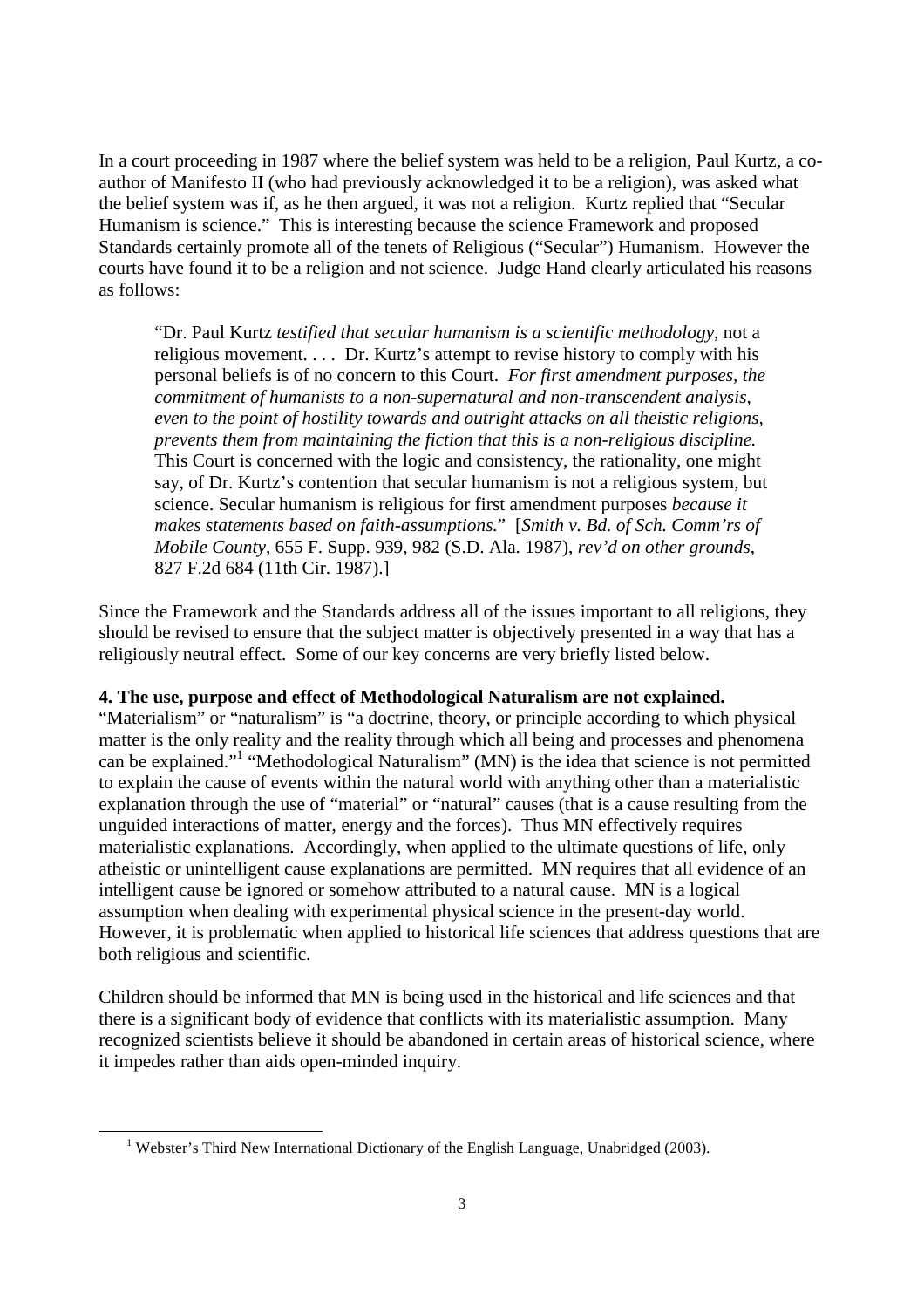In a court proceeding in 1987 where the belief system was held to be a religion, Paul Kurtz, a co-author of Manifesto II (who had previously acknowledged it to be a religion), was asked what the belief system was if, as he then argued, it was not a religion. Kurtz replied that "Secular Humanism is science." This is interesting because the science Framework and proposed Standards certainly promote all of the tenets of Religious ("Secular") Humanism. However the courts have found it to be a religion and not science. Judge Hand clearly articulated his reasons as follows:

> "Dr. Paul Kurtz *testified that secular humanism is a scientific methodology*, not a religious movement. . . . Dr. Kurtz's attempt to revise history to comply with his personal beliefs is of no concern to this Court. *For first amendment purposes, the commitment of humanists to a non-supernatural and non-transcendent analysis, even to the point of hostility towards and outright attacks on all theistic religions, prevents them from maintaining the fiction that this is a non-religious discipline.* This Court is concerned with the logic and consistency, the rationality, one might say, of Dr. Kurtz's contention that secular humanism is not a religious system, but science. Secular humanism is religious for first amendment purposes *because it makes statements based on faith-assumptions.*" [*Smith v. Bd. of Sch. Comm'rs of Mobile County*, 655 F. Supp. 939, 982 (S.D. Ala. 1987), *rev'd on other grounds*, 827 F.2d 684 (11th Cir. 1987).]

Since the Framework and the Standards address all of the issues important to all religions, they should be revised to ensure that the subject matter is objectively presented in a way that has a religiously neutral effect. Some of our key concerns are very briefly listed below.

**4. The use, purpose and effect of Methodological Naturalism are not explained.**

"Materialism" or "naturalism" is "a doctrine, theory, or principle according to which physical matter is the only reality and the reality through which all being and processes and phenomena can be explained."[1] "Methodological Naturalism" (MN) is the idea that science is not permitted to explain the cause of events within the natural world with anything other than a materialistic explanation through the use of "material" or "natural" causes (that is a cause resulting from the unguided interactions of matter, energy and the forces). Thus MN effectively requires materialistic explanations. Accordingly, when applied to the ultimate questions of life, only atheistic or unintelligent cause explanations are permitted. MN requires that all evidence of an intelligent cause be ignored or somehow attributed to a natural cause. MN is a logical assumption when dealing with experimental physical science in the present-day world. However, it is problematic when applied to historical life sciences that address questions that are both religious and scientific.

Children should be informed that MN is being used in the historical and life sciences and that there is a significant body of evidence that conflicts with its materialistic assumption. Many recognized scientists believe it should be abandoned in certain areas of historical science, where it impedes rather than aids open-minded inquiry.

---

[1] Webster's Third New International Dictionary of the English Language, Unabridged (2003).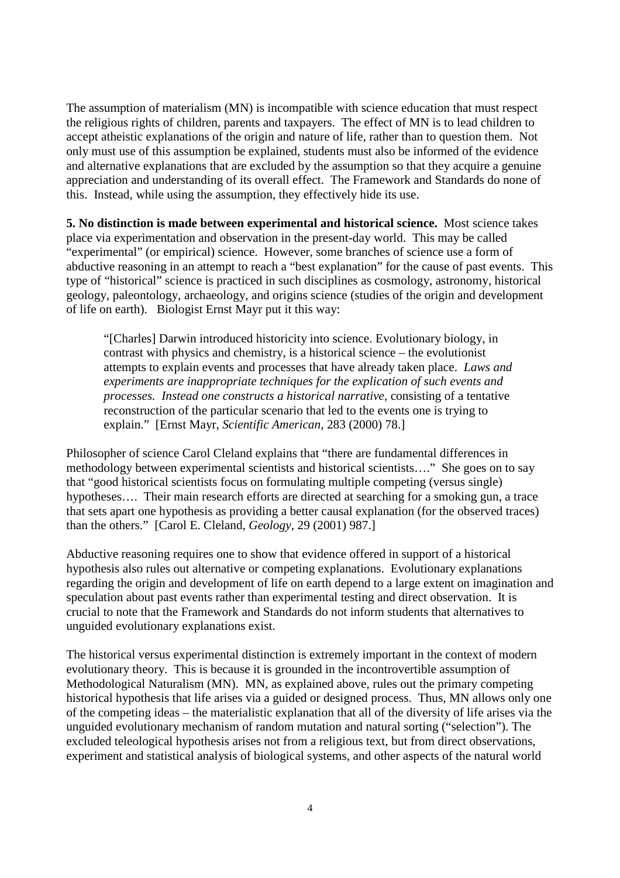The assumption of materialism (MN) is incompatible with science education that must respect the religious rights of children, parents and taxpayers. The effect of MN is to lead children to accept atheistic explanations of the origin and nature of life, rather than to question them. Not only must use of this assumption be explained, students must also be informed of the evidence and alternative explanations that are excluded by the assumption so that they acquire a genuine appreciation and understanding of its overall effect. The Framework and Standards do none of this. Instead, while using the assumption, they effectively hide its use.

**5. No distinction is made between experimental and historical science.** Most science takes place via experimentation and observation in the present-day world. This may be called "experimental" (or empirical) science. However, some branches of science use a form of abductive reasoning in an attempt to reach a "best explanation" for the cause of past events. This type of "historical" science is practiced in such disciplines as cosmology, astronomy, historical geology, paleontology, archaeology, and origins science (studies of the origin and development of life on earth). Biologist Ernst Mayr put it this way:

> "[Charles] Darwin introduced historicity into science. Evolutionary biology, in contrast with physics and chemistry, is a historical science – the evolutionist attempts to explain events and processes that have already taken place. *Laws and experiments are inappropriate techniques for the explication of such events and processes. Instead one constructs a historical narrative*, consisting of a tentative reconstruction of the particular scenario that led to the events one is trying to explain." [Ernst Mayr, *Scientific American*, 283 (2000) 78.]

Philosopher of science Carol Cleland explains that "there are fundamental differences in methodology between experimental scientists and historical scientists…." She goes on to say that "good historical scientists focus on formulating multiple competing (versus single) hypotheses…. Their main research efforts are directed at searching for a smoking gun, a trace that sets apart one hypothesis as providing a better causal explanation (for the observed traces) than the others." [Carol E. Cleland, *Geology*, 29 (2001) 987.]

Abductive reasoning requires one to show that evidence offered in support of a historical hypothesis also rules out alternative or competing explanations. Evolutionary explanations regarding the origin and development of life on earth depend to a large extent on imagination and speculation about past events rather than experimental testing and direct observation. It is crucial to note that the Framework and Standards do not inform students that alternatives to unguided evolutionary explanations exist.

The historical versus experimental distinction is extremely important in the context of modern evolutionary theory. This is because it is grounded in the incontrovertible assumption of Methodological Naturalism (MN). MN, as explained above, rules out the primary competing historical hypothesis that life arises via a guided or designed process. Thus, MN allows only one of the competing ideas – the materialistic explanation that all of the diversity of life arises via the unguided evolutionary mechanism of random mutation and natural sorting ("selection"). The excluded teleological hypothesis arises not from a religious text, but from direct observations, experiment and statistical analysis of biological systems, and other aspects of the natural world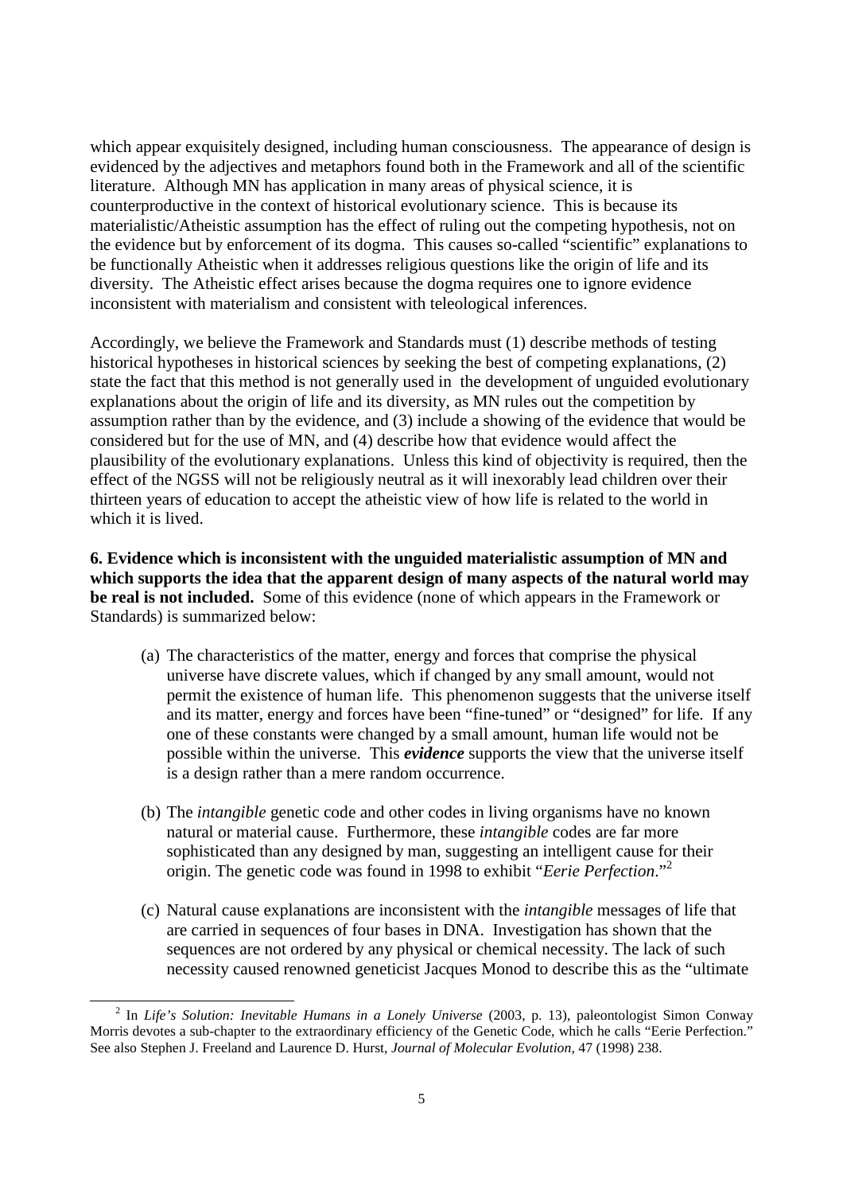which appear exquisitely designed, including human consciousness. The appearance of design is evidenced by the adjectives and metaphors found both in the Framework and all of the scientific literature. Although MN has application in many areas of physical science, it is counterproductive in the context of historical evolutionary science. This is because its materialistic/Atheistic assumption has the effect of ruling out the competing hypothesis, not on the evidence but by enforcement of its dogma. This causes so-called "scientific" explanations to be functionally Atheistic when it addresses religious questions like the origin of life and its diversity. The Atheistic effect arises because the dogma requires one to ignore evidence inconsistent with materialism and consistent with teleological inferences.

Accordingly, we believe the Framework and Standards must (1) describe methods of testing historical hypotheses in historical sciences by seeking the best of competing explanations, (2) state the fact that this method is not generally used in the development of unguided evolutionary explanations about the origin of life and its diversity, as MN rules out the competition by assumption rather than by the evidence, and (3) include a showing of the evidence that would be considered but for the use of MN, and (4) describe how that evidence would affect the plausibility of the evolutionary explanations. Unless this kind of objectivity is required, then the effect of the NGSS will not be religiously neutral as it will inexorably lead children over their thirteen years of education to accept the atheistic view of how life is related to the world in which it is lived.

**6. Evidence which is inconsistent with the unguided materialistic assumption of MN and which supports the idea that the apparent design of many aspects of the natural world may be real is not included.** Some of this evidence (none of which appears in the Framework or Standards) is summarized below:

(a) The characteristics of the matter, energy and forces that comprise the physical universe have discrete values, which if changed by any small amount, would not permit the existence of human life. This phenomenon suggests that the universe itself and its matter, energy and forces have been "fine-tuned" or "designed" for life. If any one of these constants were changed by a small amount, human life would not be possible within the universe. This ***evidence*** supports the view that the universe itself is a design rather than a mere random occurrence.

(b) The *intangible* genetic code and other codes in living organisms have no known natural or material cause. Furthermore, these *intangible* codes are far more sophisticated than any designed by man, suggesting an intelligent cause for their origin. The genetic code was found in 1998 to exhibit "*Eerie Perfection*."[2]

(c) Natural cause explanations are inconsistent with the *intangible* messages of life that are carried in sequences of four bases in DNA. Investigation has shown that the sequences are not ordered by any physical or chemical necessity. The lack of such necessity caused renowned geneticist Jacques Monod to describe this as the "ultimate

[2] In *Life's Solution: Inevitable Humans in a Lonely Universe* (2003, p. 13), paleontologist Simon Conway Morris devotes a sub-chapter to the extraordinary efficiency of the Genetic Code, which he calls "Eerie Perfection." See also Stephen J. Freeland and Laurence D. Hurst, *Journal of Molecular Evolution*, 47 (1998) 238.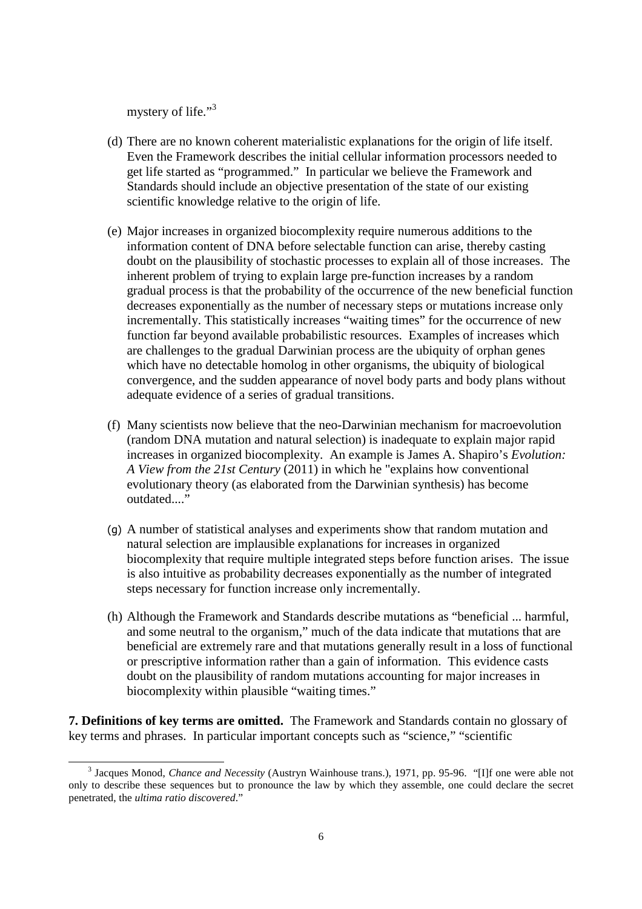mystery of life."[3]

(d) There are no known coherent materialistic explanations for the origin of life itself. Even the Framework describes the initial cellular information processors needed to get life started as "programmed." In particular we believe the Framework and Standards should include an objective presentation of the state of our existing scientific knowledge relative to the origin of life.

(e) Major increases in organized biocomplexity require numerous additions to the information content of DNA before selectable function can arise, thereby casting doubt on the plausibility of stochastic processes to explain all of those increases. The inherent problem of trying to explain large pre-function increases by a random gradual process is that the probability of the occurrence of the new beneficial function decreases exponentially as the number of necessary steps or mutations increase only incrementally. This statistically increases "waiting times" for the occurrence of new function far beyond available probabilistic resources. Examples of increases which are challenges to the gradual Darwinian process are the ubiquity of orphan genes which have no detectable homolog in other organisms, the ubiquity of biological convergence, and the sudden appearance of novel body parts and body plans without adequate evidence of a series of gradual transitions.

(f) Many scientists now believe that the neo-Darwinian mechanism for macroevolution (random DNA mutation and natural selection) is inadequate to explain major rapid increases in organized biocomplexity. An example is James A. Shapiro's *Evolution: A View from the 21st Century* (2011) in which he "explains how conventional evolutionary theory (as elaborated from the Darwinian synthesis) has become outdated...."

(g) A number of statistical analyses and experiments show that random mutation and natural selection are implausible explanations for increases in organized biocomplexity that require multiple integrated steps before function arises. The issue is also intuitive as probability decreases exponentially as the number of integrated steps necessary for function increase only incrementally.

(h) Although the Framework and Standards describe mutations as "beneficial ... harmful, and some neutral to the organism," much of the data indicate that mutations that are beneficial are extremely rare and that mutations generally result in a loss of functional or prescriptive information rather than a gain of information. This evidence casts doubt on the plausibility of random mutations accounting for major increases in biocomplexity within plausible "waiting times."

**7. Definitions of key terms are omitted.** The Framework and Standards contain no glossary of key terms and phrases. In particular important concepts such as "science," "scientific

[3] Jacques Monod, *Chance and Necessity* (Austryn Wainhouse trans.), 1971, pp. 95-96. "[I]f one were able not only to describe these sequences but to pronounce the law by which they assemble, one could declare the secret penetrated, the *ultima ratio discovered*."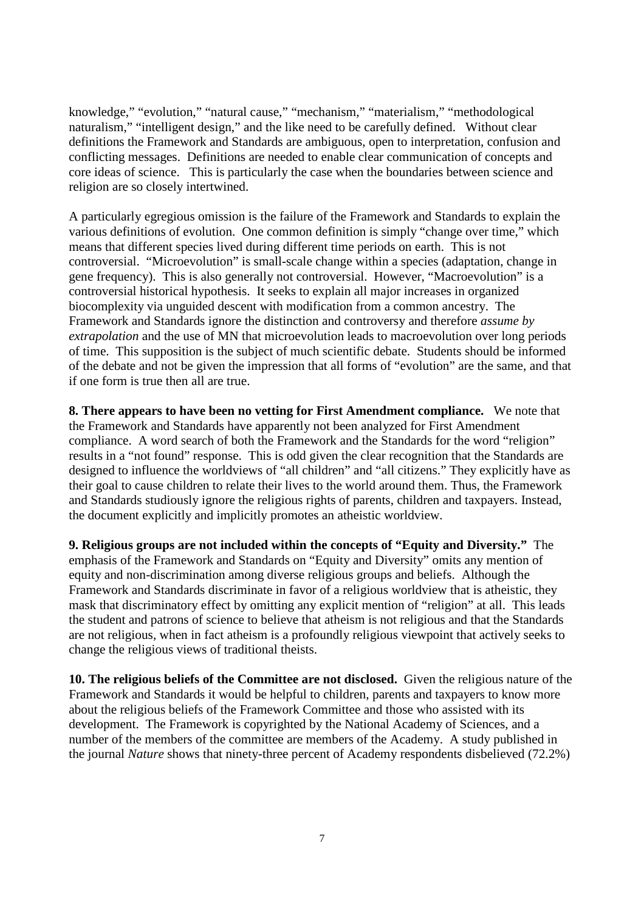knowledge," "evolution," "natural cause," "mechanism," "materialism," "methodological naturalism," "intelligent design," and the like need to be carefully defined. Without clear definitions the Framework and Standards are ambiguous, open to interpretation, confusion and conflicting messages. Definitions are needed to enable clear communication of concepts and core ideas of science. This is particularly the case when the boundaries between science and religion are so closely intertwined.

A particularly egregious omission is the failure of the Framework and Standards to explain the various definitions of evolution. One common definition is simply "change over time," which means that different species lived during different time periods on earth. This is not controversial. "Microevolution" is small-scale change within a species (adaptation, change in gene frequency). This is also generally not controversial. However, "Macroevolution" is a controversial historical hypothesis. It seeks to explain all major increases in organized biocomplexity via unguided descent with modification from a common ancestry. The Framework and Standards ignore the distinction and controversy and therefore *assume by extrapolation* and the use of MN that microevolution leads to macroevolution over long periods of time. This supposition is the subject of much scientific debate. Students should be informed of the debate and not be given the impression that all forms of "evolution" are the same, and that if one form is true then all are true.

**8. There appears to have been no vetting for First Amendment compliance.** We note that the Framework and Standards have apparently not been analyzed for First Amendment compliance. A word search of both the Framework and the Standards for the word "religion" results in a "not found" response. This is odd given the clear recognition that the Standards are designed to influence the worldviews of "all children" and "all citizens." They explicitly have as their goal to cause children to relate their lives to the world around them. Thus, the Framework and Standards studiously ignore the religious rights of parents, children and taxpayers. Instead, the document explicitly and implicitly promotes an atheistic worldview.

**9. Religious groups are not included within the concepts of "Equity and Diversity."** The emphasis of the Framework and Standards on "Equity and Diversity" omits any mention of equity and non-discrimination among diverse religious groups and beliefs. Although the Framework and Standards discriminate in favor of a religious worldview that is atheistic, they mask that discriminatory effect by omitting any explicit mention of "religion" at all. This leads the student and patrons of science to believe that atheism is not religious and that the Standards are not religious, when in fact atheism is a profoundly religious viewpoint that actively seeks to change the religious views of traditional theists.

**10. The religious beliefs of the Committee are not disclosed.** Given the religious nature of the Framework and Standards it would be helpful to children, parents and taxpayers to know more about the religious beliefs of the Framework Committee and those who assisted with its development. The Framework is copyrighted by the National Academy of Sciences, and a number of the members of the committee are members of the Academy. A study published in the journal *Nature* shows that ninety-three percent of Academy respondents disbelieved (72.2%)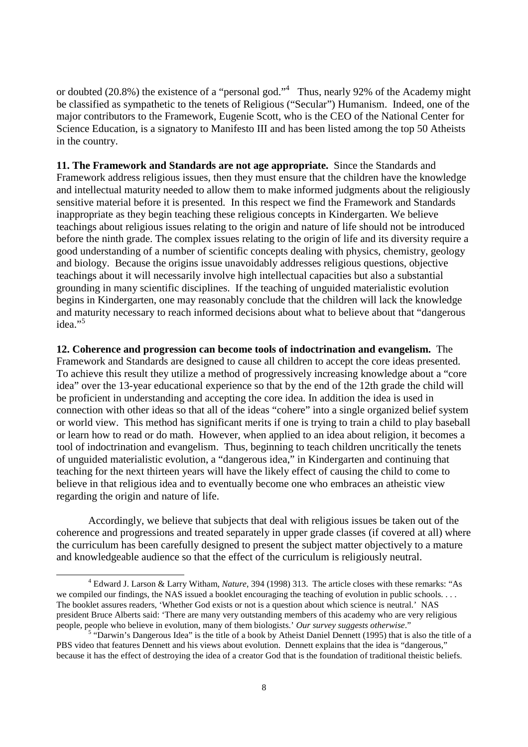or doubted (20.8%) the existence of a "personal god."[4] Thus, nearly 92% of the Academy might be classified as sympathetic to the tenets of Religious ("Secular") Humanism. Indeed, one of the major contributors to the Framework, Eugenie Scott, who is the CEO of the National Center for Science Education, is a signatory to Manifesto III and has been listed among the top 50 Atheists in the country.

**11. The Framework and Standards are not age appropriate.** Since the Standards and Framework address religious issues, then they must ensure that the children have the knowledge and intellectual maturity needed to allow them to make informed judgments about the religiously sensitive material before it is presented. In this respect we find the Framework and Standards inappropriate as they begin teaching these religious concepts in Kindergarten. We believe teachings about religious issues relating to the origin and nature of life should not be introduced before the ninth grade. The complex issues relating to the origin of life and its diversity require a good understanding of a number of scientific concepts dealing with physics, chemistry, geology and biology. Because the origins issue unavoidably addresses religious questions, objective teachings about it will necessarily involve high intellectual capacities but also a substantial grounding in many scientific disciplines. If the teaching of unguided materialistic evolution begins in Kindergarten, one may reasonably conclude that the children will lack the knowledge and maturity necessary to reach informed decisions about what to believe about that "dangerous idea."[5]

**12. Coherence and progression can become tools of indoctrination and evangelism.** The Framework and Standards are designed to cause all children to accept the core ideas presented. To achieve this result they utilize a method of progressively increasing knowledge about a "core idea" over the 13-year educational experience so that by the end of the 12th grade the child will be proficient in understanding and accepting the core idea. In addition the idea is used in connection with other ideas so that all of the ideas "cohere" into a single organized belief system or world view. This method has significant merits if one is trying to train a child to play baseball or learn how to read or do math. However, when applied to an idea about religion, it becomes a tool of indoctrination and evangelism. Thus, beginning to teach children uncritically the tenets of unguided materialistic evolution, a "dangerous idea," in Kindergarten and continuing that teaching for the next thirteen years will have the likely effect of causing the child to come to believe in that religious idea and to eventually become one who embraces an atheistic view regarding the origin and nature of life.

Accordingly, we believe that subjects that deal with religious issues be taken out of the coherence and progressions and treated separately in upper grade classes (if covered at all) where the curriculum has been carefully designed to present the subject matter objectively to a mature and knowledgeable audience so that the effect of the curriculum is religiously neutral.

---

[4] Edward J. Larson & Larry Witham, *Nature*, 394 (1998) 313. The article closes with these remarks: "As we compiled our findings, the NAS issued a booklet encouraging the teaching of evolution in public schools. . . . The booklet assures readers, 'Whether God exists or not is a question about which science is neutral.' NAS president Bruce Alberts said: 'There are many very outstanding members of this academy who are very religious people, people who believe in evolution, many of them biologists.' *Our survey suggests otherwise*."

[5] "Darwin's Dangerous Idea" is the title of a book by Atheist Daniel Dennett (1995) that is also the title of a PBS video that features Dennett and his views about evolution. Dennett explains that the idea is "dangerous," because it has the effect of destroying the idea of a creator God that is the foundation of traditional theistic beliefs.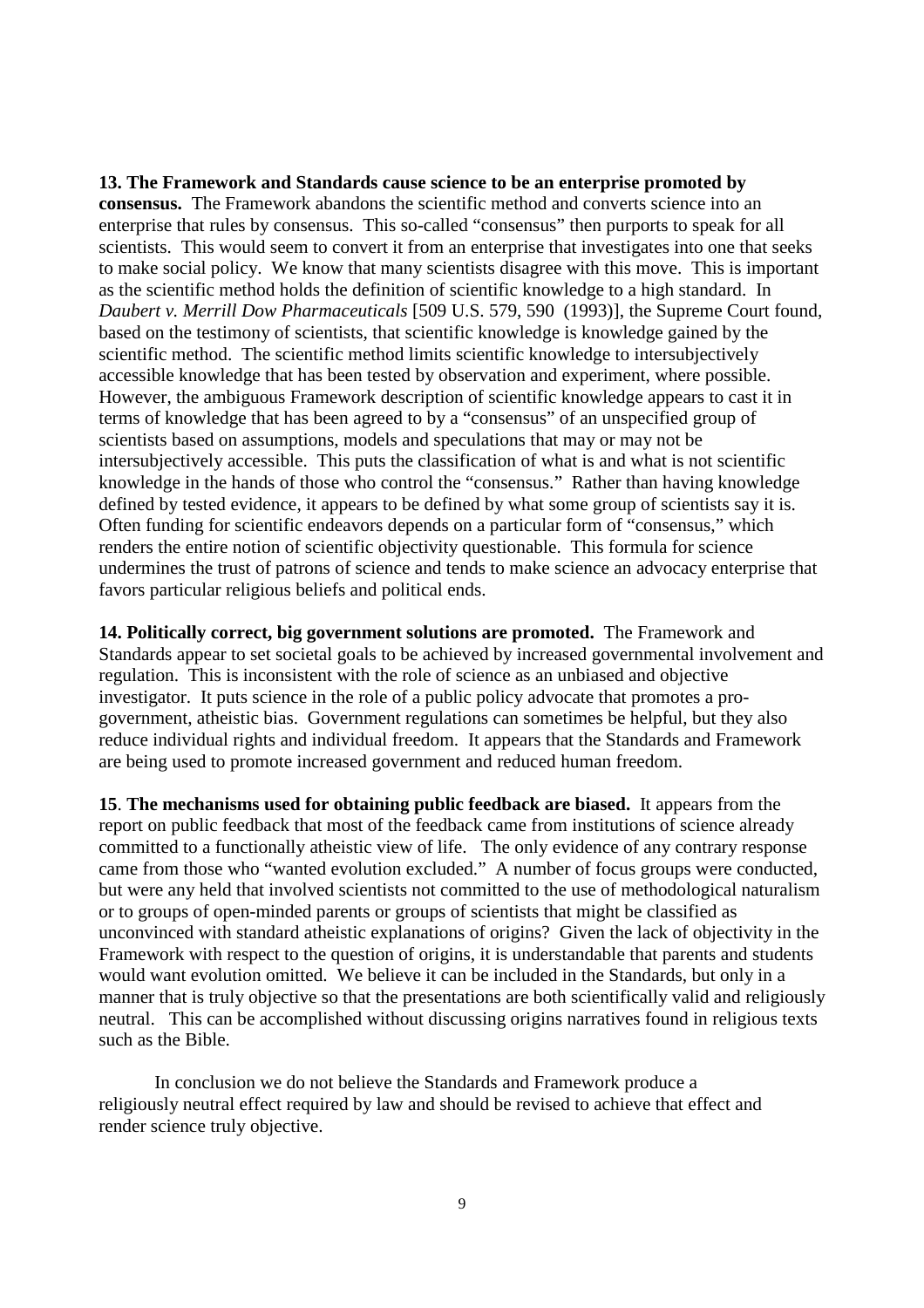**13. The Framework and Standards cause science to be an enterprise promoted by consensus.** The Framework abandons the scientific method and converts science into an enterprise that rules by consensus. This so-called "consensus" then purports to speak for all scientists. This would seem to convert it from an enterprise that investigates into one that seeks to make social policy. We know that many scientists disagree with this move. This is important as the scientific method holds the definition of scientific knowledge to a high standard. In *Daubert v. Merrill Dow Pharmaceuticals* [509 U.S. 579, 590 (1993)], the Supreme Court found, based on the testimony of scientists, that scientific knowledge is knowledge gained by the scientific method. The scientific method limits scientific knowledge to intersubjectively accessible knowledge that has been tested by observation and experiment, where possible. However, the ambiguous Framework description of scientific knowledge appears to cast it in terms of knowledge that has been agreed to by a "consensus" of an unspecified group of scientists based on assumptions, models and speculations that may or may not be intersubjectively accessible. This puts the classification of what is and what is not scientific knowledge in the hands of those who control the "consensus." Rather than having knowledge defined by tested evidence, it appears to be defined by what some group of scientists say it is. Often funding for scientific endeavors depends on a particular form of "consensus," which renders the entire notion of scientific objectivity questionable. This formula for science undermines the trust of patrons of science and tends to make science an advocacy enterprise that favors particular religious beliefs and political ends.

**14. Politically correct, big government solutions are promoted.** The Framework and Standards appear to set societal goals to be achieved by increased governmental involvement and regulation. This is inconsistent with the role of science as an unbiased and objective investigator. It puts science in the role of a public policy advocate that promotes a pro-government, atheistic bias. Government regulations can sometimes be helpful, but they also reduce individual rights and individual freedom. It appears that the Standards and Framework are being used to promote increased government and reduced human freedom.

**15**. **The mechanisms used for obtaining public feedback are biased.** It appears from the report on public feedback that most of the feedback came from institutions of science already committed to a functionally atheistic view of life. The only evidence of any contrary response came from those who "wanted evolution excluded." A number of focus groups were conducted, but were any held that involved scientists not committed to the use of methodological naturalism or to groups of open-minded parents or groups of scientists that might be classified as unconvinced with standard atheistic explanations of origins? Given the lack of objectivity in the Framework with respect to the question of origins, it is understandable that parents and students would want evolution omitted. We believe it can be included in the Standards, but only in a manner that is truly objective so that the presentations are both scientifically valid and religiously neutral. This can be accomplished without discussing origins narratives found in religious texts such as the Bible.

In conclusion we do not believe the Standards and Framework produce a religiously neutral effect required by law and should be revised to achieve that effect and render science truly objective.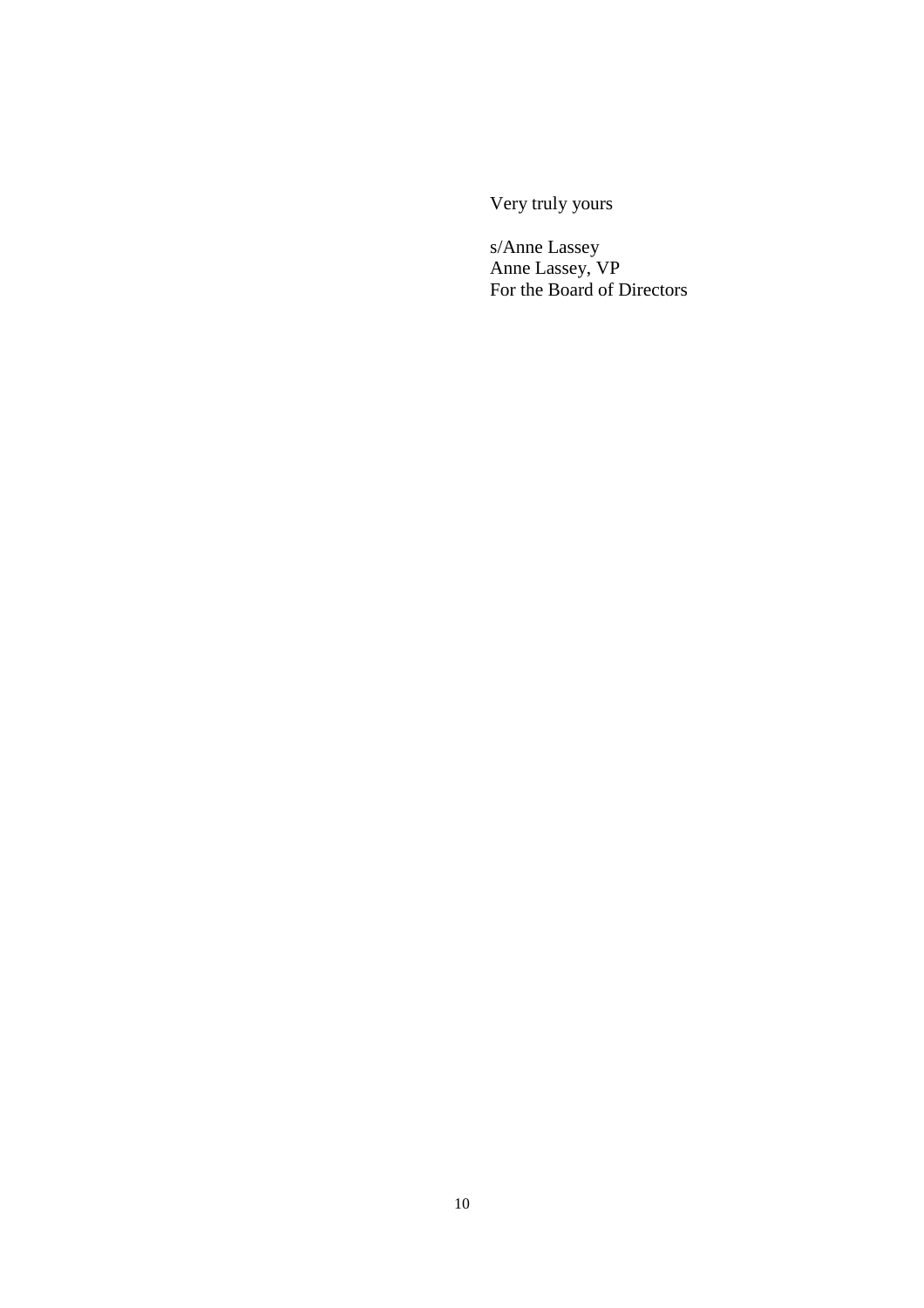Very truly yours

s/Anne Lassey
Anne Lassey, VP
For the Board of Directors